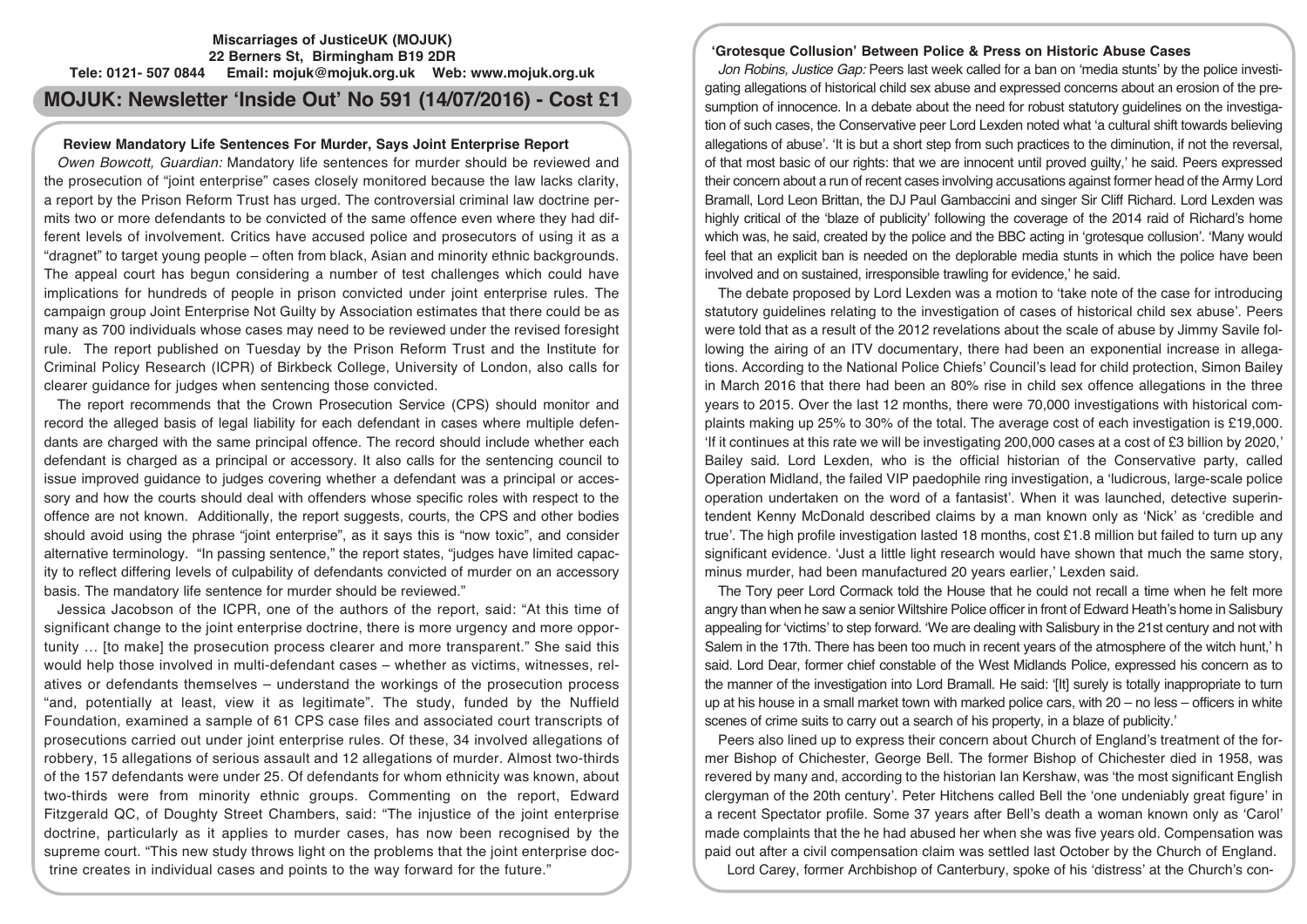**Miscarriages of JusticeUK (MOJUK)**
**22 Berners St, Birmingham B19 2DR**
**Tele: 0121- 507 0844 Email: mojuk@mojuk.org.uk Web: www.mojuk.org.uk**

# MOJUK: Newsletter 'Inside Out' No 591 (14/07/2016) - Cost £1

## Review Mandatory Life Sentences For Murder, Says Joint Enterprise Report

*Owen Bowcott, Guardian:* Mandatory life sentences for murder should be reviewed and the prosecution of "joint enterprise" cases closely monitored because the law lacks clarity, a report by the Prison Reform Trust has urged. The controversial criminal law doctrine permits two or more defendants to be convicted of the same offence even where they had different levels of involvement. Critics have accused police and prosecutors of using it as a "dragnet" to target young people – often from black, Asian and minority ethnic backgrounds. The appeal court has begun considering a number of test challenges which could have implications for hundreds of people in prison convicted under joint enterprise rules. The campaign group Joint Enterprise Not Guilty by Association estimates that there could be as many as 700 individuals whose cases may need to be reviewed under the revised foresight rule. The report published on Tuesday by the Prison Reform Trust and the Institute for Criminal Policy Research (ICPR) of Birkbeck College, University of London, also calls for clearer guidance for judges when sentencing those convicted.

The report recommends that the Crown Prosecution Service (CPS) should monitor and record the alleged basis of legal liability for each defendant in cases where multiple defendants are charged with the same principal offence. The record should include whether each defendant is charged as a principal or accessory. It also calls for the sentencing council to issue improved guidance to judges covering whether a defendant was a principal or accessory and how the courts should deal with offenders whose specific roles with respect to the offence are not known. Additionally, the report suggests, courts, the CPS and other bodies should avoid using the phrase "joint enterprise", as it says this is "now toxic", and consider alternative terminology. "In passing sentence," the report states, "judges have limited capacity to reflect differing levels of culpability of defendants convicted of murder on an accessory basis. The mandatory life sentence for murder should be reviewed."

Jessica Jacobson of the ICPR, one of the authors of the report, said: "At this time of significant change to the joint enterprise doctrine, there is more urgency and more opportunity … [to make] the prosecution process clearer and more transparent." She said this would help those involved in multi-defendant cases – whether as victims, witnesses, relatives or defendants themselves – understand the workings of the prosecution process "and, potentially at least, view it as legitimate". The study, funded by the Nuffield Foundation, examined a sample of 61 CPS case files and associated court transcripts of prosecutions carried out under joint enterprise rules. Of these, 34 involved allegations of robbery, 15 allegations of serious assault and 12 allegations of murder. Almost two-thirds of the 157 defendants were under 25. Of defendants for whom ethnicity was known, about two-thirds were from minority ethnic groups. Commenting on the report, Edward Fitzgerald QC, of Doughty Street Chambers, said: "The injustice of the joint enterprise doctrine, particularly as it applies to murder cases, has now been recognised by the supreme court. "This new study throws light on the problems that the joint enterprise doctrine creates in individual cases and points to the way forward for the future."

## 'Grotesque Collusion' Between Police & Press on Historic Abuse Cases

*Jon Robins, Justice Gap:* Peers last week called for a ban on 'media stunts' by the police investigating allegations of historical child sex abuse and expressed concerns about an erosion of the presumption of innocence. In a debate about the need for robust statutory guidelines on the investigation of such cases, the Conservative peer Lord Lexden noted what 'a cultural shift towards believing allegations of abuse'. 'It is but a short step from such practices to the diminution, if not the reversal, of that most basic of our rights: that we are innocent until proved guilty,' he said. Peers expressed their concern about a run of recent cases involving accusations against former head of the Army Lord Bramall, Lord Leon Brittan, the DJ Paul Gambaccini and singer Sir Cliff Richard. Lord Lexden was highly critical of the 'blaze of publicity' following the coverage of the 2014 raid of Richard's home which was, he said, created by the police and the BBC acting in 'grotesque collusion'. 'Many would feel that an explicit ban is needed on the deplorable media stunts in which the police have been involved and on sustained, irresponsible trawling for evidence,' he said.

The debate proposed by Lord Lexden was a motion to 'take note of the case for introducing statutory guidelines relating to the investigation of cases of historical child sex abuse'. Peers were told that as a result of the 2012 revelations about the scale of abuse by Jimmy Savile following the airing of an ITV documentary, there had been an exponential increase in allegations. According to the National Police Chiefs' Council's lead for child protection, Simon Bailey in March 2016 that there had been an 80% rise in child sex offence allegations in the three years to 2015. Over the last 12 months, there were 70,000 investigations with historical complaints making up 25% to 30% of the total. The average cost of each investigation is £19,000. 'If it continues at this rate we will be investigating 200,000 cases at a cost of £3 billion by 2020,' Bailey said. Lord Lexden, who is the official historian of the Conservative party, called Operation Midland, the failed VIP paedophile ring investigation, a 'ludicrous, large-scale police operation undertaken on the word of a fantasist'. When it was launched, detective superintendent Kenny McDonald described claims by a man known only as 'Nick' as 'credible and true'. The high profile investigation lasted 18 months, cost £1.8 million but failed to turn up any significant evidence. 'Just a little light research would have shown that much the same story, minus murder, had been manufactured 20 years earlier,' Lexden said.

The Tory peer Lord Cormack told the House that he could not recall a time when he felt more angry than when he saw a senior Wiltshire Police officer in front of Edward Heath's home in Salisbury appealing for 'victims' to step forward. 'We are dealing with Salisbury in the 21st century and not with Salem in the 17th. There has been too much in recent years of the atmosphere of the witch hunt,' h said. Lord Dear, former chief constable of the West Midlands Police, expressed his concern as to the manner of the investigation into Lord Bramall. He said: '[It] surely is totally inappropriate to turn up at his house in a small market town with marked police cars, with 20 – no less – officers in white scenes of crime suits to carry out a search of his property, in a blaze of publicity.'

Peers also lined up to express their concern about Church of England's treatment of the former Bishop of Chichester, George Bell. The former Bishop of Chichester died in 1958, was revered by many and, according to the historian Ian Kershaw, was 'the most significant English clergyman of the 20th century'. Peter Hitchens called Bell the 'one undeniably great figure' in a recent Spectator profile. Some 37 years after Bell's death a woman known only as 'Carol' made complaints that the he had abused her when she was five years old. Compensation was paid out after a civil compensation claim was settled last October by the Church of England.

Lord Carey, former Archbishop of Canterbury, spoke of his 'distress' at the Church's con-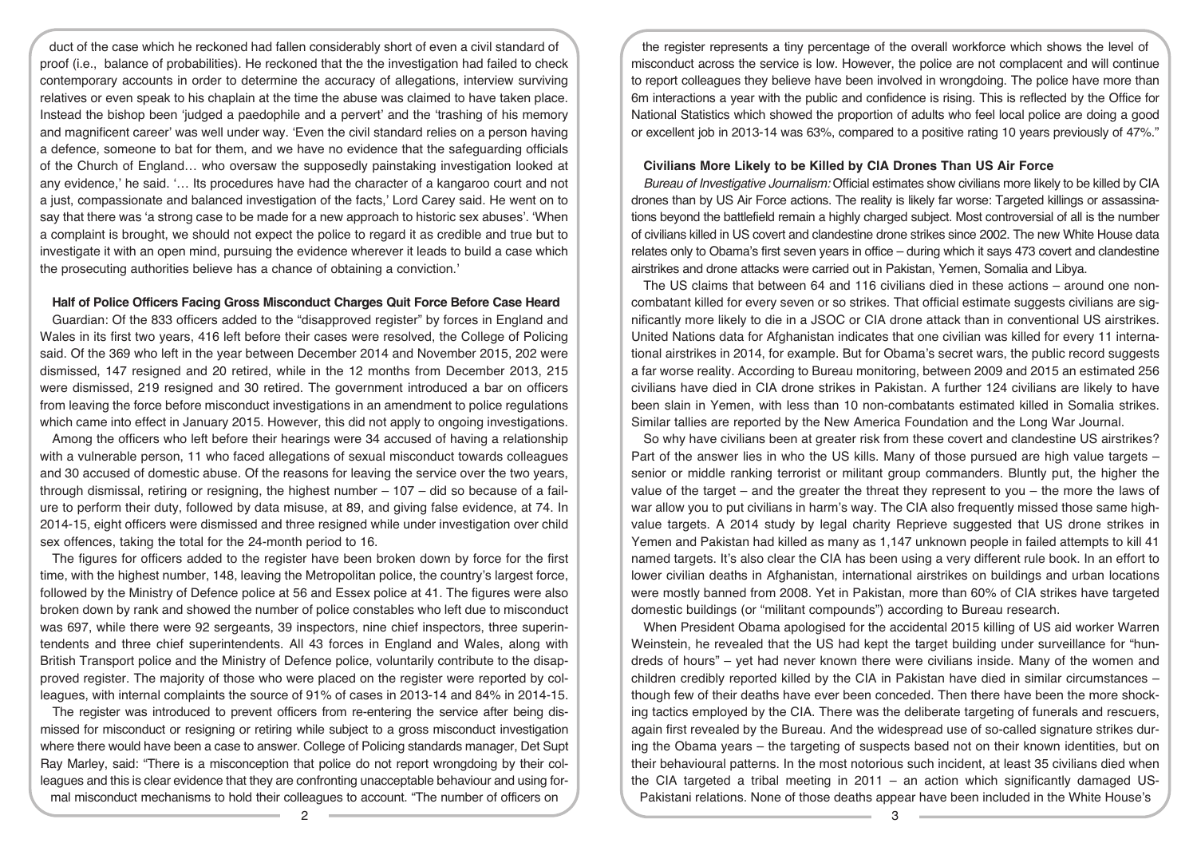duct of the case which he reckoned had fallen considerably short of even a civil standard of proof (i.e., balance of probabilities). He reckoned that the the investigation had failed to check contemporary accounts in order to determine the accuracy of allegations, interview surviving relatives or even speak to his chaplain at the time the abuse was claimed to have taken place. Instead the bishop been 'judged a paedophile and a pervert' and the 'trashing of his memory and magnificent career' was well under way. 'Even the civil standard relies on a person having a defence, someone to bat for them, and we have no evidence that the safeguarding officials of the Church of England… who oversaw the supposedly painstaking investigation looked at any evidence,' he said. '… Its procedures have had the character of a kangaroo court and not a just, compassionate and balanced investigation of the facts,' Lord Carey said. He went on to say that there was 'a strong case to be made for a new approach to historic sex abuses'. 'When a complaint is brought, we should not expect the police to regard it as credible and true but to investigate it with an open mind, pursuing the evidence wherever it leads to build a case which the prosecuting authorities believe has a chance of obtaining a conviction.'

**Half of Police Officers Facing Gross Misconduct Charges Quit Force Before Case Heard**

Guardian: Of the 833 officers added to the "disapproved register" by forces in England and Wales in its first two years, 416 left before their cases were resolved, the College of Policing said. Of the 369 who left in the year between December 2014 and November 2015, 202 were dismissed, 147 resigned and 20 retired, while in the 12 months from December 2013, 215 were dismissed, 219 resigned and 30 retired. The government introduced a bar on officers from leaving the force before misconduct investigations in an amendment to police regulations which came into effect in January 2015. However, this did not apply to ongoing investigations.

Among the officers who left before their hearings were 34 accused of having a relationship with a vulnerable person, 11 who faced allegations of sexual misconduct towards colleagues and 30 accused of domestic abuse. Of the reasons for leaving the service over the two years, through dismissal, retiring or resigning, the highest number – 107 – did so because of a failure to perform their duty, followed by data misuse, at 89, and giving false evidence, at 74. In 2014-15, eight officers were dismissed and three resigned while under investigation over child sex offences, taking the total for the 24-month period to 16.

The figures for officers added to the register have been broken down by force for the first time, with the highest number, 148, leaving the Metropolitan police, the country's largest force, followed by the Ministry of Defence police at 56 and Essex police at 41. The figures were also broken down by rank and showed the number of police constables who left due to misconduct was 697, while there were 92 sergeants, 39 inspectors, nine chief inspectors, three superintendents and three chief superintendents. All 43 forces in England and Wales, along with British Transport police and the Ministry of Defence police, voluntarily contribute to the disapproved register. The majority of those who were placed on the register were reported by colleagues, with internal complaints the source of 91% of cases in 2013-14 and 84% in 2014-15.

The register was introduced to prevent officers from re-entering the service after being dismissed for misconduct or resigning or retiring while subject to a gross misconduct investigation where there would have been a case to answer. College of Policing standards manager, Det Supt Ray Marley, said: "There is a misconception that police do not report wrongdoing by their colleagues and this is clear evidence that they are confronting unacceptable behaviour and using formal misconduct mechanisms to hold their colleagues to account. "The number of officers on the register represents a tiny percentage of the overall workforce which shows the level of misconduct across the service is low. However, the police are not complacent and will continue to report colleagues they believe have been involved in wrongdoing. The police have more than 6m interactions a year with the public and confidence is rising. This is reflected by the Office for National Statistics which showed the proportion of adults who feel local police are doing a good or excellent job in 2013-14 was 63%, compared to a positive rating 10 years previously of 47%."

**Civilians More Likely to be Killed by CIA Drones Than US Air Force**

*Bureau of Investigative Journalism:* Official estimates show civilians more likely to be killed by CIA drones than by US Air Force actions. The reality is likely far worse: Targeted killings or assassinations beyond the battlefield remain a highly charged subject. Most controversial of all is the number of civilians killed in US covert and clandestine drone strikes since 2002. The new White House data relates only to Obama's first seven years in office – during which it says 473 covert and clandestine airstrikes and drone attacks were carried out in Pakistan, Yemen, Somalia and Libya.

The US claims that between 64 and 116 civilians died in these actions – around one noncombatant killed for every seven or so strikes. That official estimate suggests civilians are significantly more likely to die in a JSOC or CIA drone attack than in conventional US airstrikes. United Nations data for Afghanistan indicates that one civilian was killed for every 11 international airstrikes in 2014, for example. But for Obama's secret wars, the public record suggests a far worse reality. According to Bureau monitoring, between 2009 and 2015 an estimated 256 civilians have died in CIA drone strikes in Pakistan. A further 124 civilians are likely to have been slain in Yemen, with less than 10 non-combatants estimated killed in Somalia strikes. Similar tallies are reported by the New America Foundation and the Long War Journal.

So why have civilians been at greater risk from these covert and clandestine US airstrikes? Part of the answer lies in who the US kills. Many of those pursued are high value targets – senior or middle ranking terrorist or militant group commanders. Bluntly put, the higher the value of the target – and the greater the threat they represent to you – the more the laws of war allow you to put civilians in harm's way. The CIA also frequently missed those same high-value targets. A 2014 study by legal charity Reprieve suggested that US drone strikes in Yemen and Pakistan had killed as many as 1,147 unknown people in failed attempts to kill 41 named targets. It's also clear the CIA has been using a very different rule book. In an effort to lower civilian deaths in Afghanistan, international airstrikes on buildings and urban locations were mostly banned from 2008. Yet in Pakistan, more than 60% of CIA strikes have targeted domestic buildings (or "militant compounds") according to Bureau research.

When President Obama apologised for the accidental 2015 killing of US aid worker Warren Weinstein, he revealed that the US had kept the target building under surveillance for "hundreds of hours" – yet had never known there were civilians inside. Many of the women and children credibly reported killed by the CIA in Pakistan have died in similar circumstances – though few of their deaths have ever been conceded. Then there have been the more shocking tactics employed by the CIA. There was the deliberate targeting of funerals and rescuers, again first revealed by the Bureau. And the widespread use of so-called signature strikes during the Obama years – the targeting of suspects based not on their known identities, but on their behavioural patterns. In the most notorious such incident, at least 35 civilians died when the CIA targeted a tribal meeting in 2011 – an action which significantly damaged US-Pakistani relations. None of those deaths appear have been included in the White House's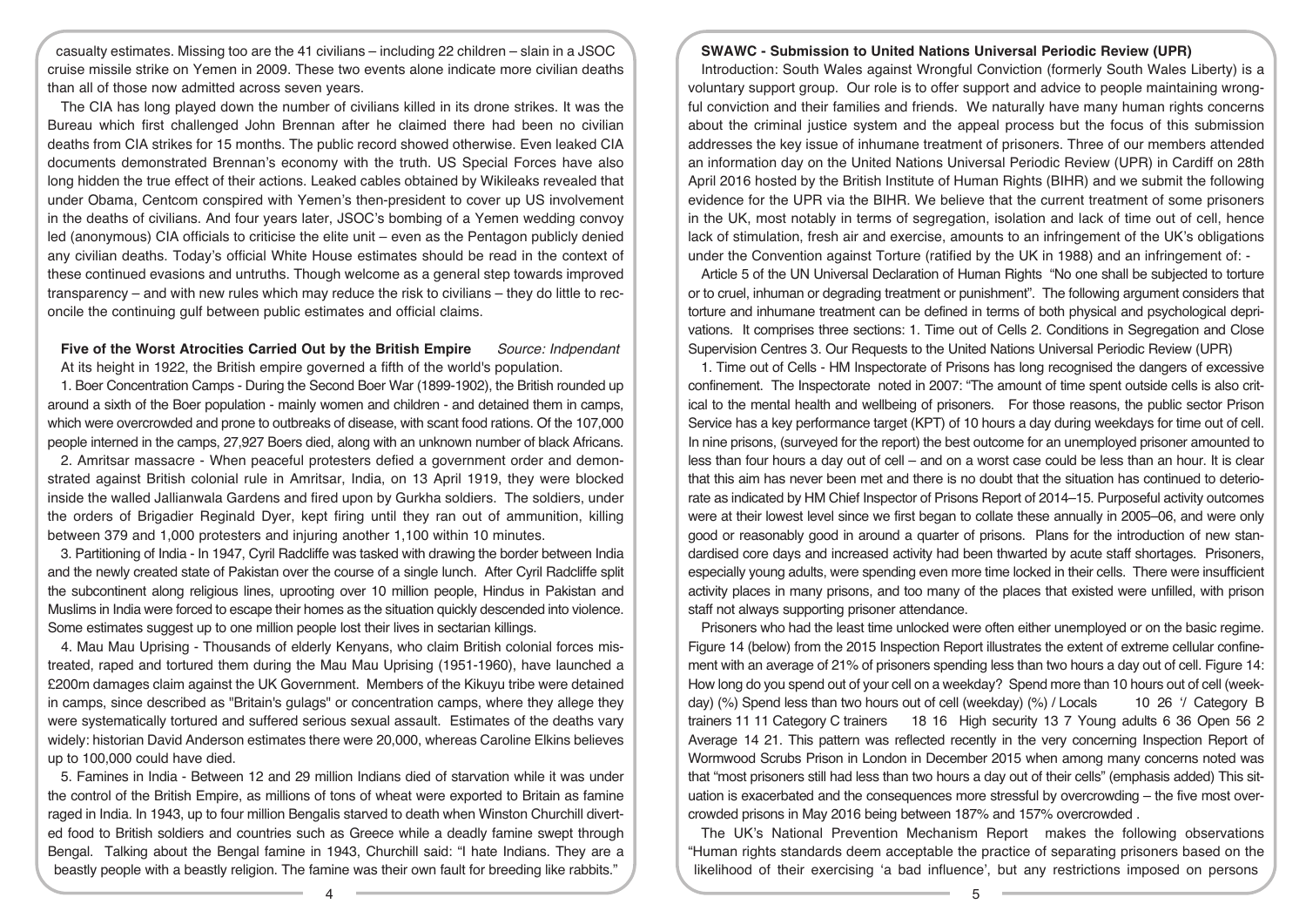casualty estimates. Missing too are the 41 civilians – including 22 children – slain in a JSOC cruise missile strike on Yemen in 2009. These two events alone indicate more civilian deaths than all of those now admitted across seven years.

The CIA has long played down the number of civilians killed in its drone strikes. It was the Bureau which first challenged John Brennan after he claimed there had been no civilian deaths from CIA strikes for 15 months. The public record showed otherwise. Even leaked CIA documents demonstrated Brennan's economy with the truth. US Special Forces have also long hidden the true effect of their actions. Leaked cables obtained by Wikileaks revealed that under Obama, Centcom conspired with Yemen's then-president to cover up US involvement in the deaths of civilians. And four years later, JSOC's bombing of a Yemen wedding convoy led (anonymous) CIA officials to criticise the elite unit – even as the Pentagon publicly denied any civilian deaths. Today's official White House estimates should be read in the context of these continued evasions and untruths. Though welcome as a general step towards improved transparency – and with new rules which may reduce the risk to civilians – they do little to reconcile the continuing gulf between public estimates and official claims.

**Five of the Worst Atrocities Carried Out by the British Empire** *Source: Indpendant*

At its height in 1922, the British empire governed a fifth of the world's population.

1. Boer Concentration Camps - During the Second Boer War (1899-1902), the British rounded up around a sixth of the Boer population - mainly women and children - and detained them in camps, which were overcrowded and prone to outbreaks of disease, with scant food rations. Of the 107,000 people interned in the camps, 27,927 Boers died, along with an unknown number of black Africans.

2. Amritsar massacre - When peaceful protesters defied a government order and demonstrated against British colonial rule in Amritsar, India, on 13 April 1919, they were blocked inside the walled Jallianwala Gardens and fired upon by Gurkha soldiers. The soldiers, under the orders of Brigadier Reginald Dyer, kept firing until they ran out of ammunition, killing between 379 and 1,000 protesters and injuring another 1,100 within 10 minutes.

3. Partitioning of India - In 1947, Cyril Radcliffe was tasked with drawing the border between India and the newly created state of Pakistan over the course of a single lunch. After Cyril Radcliffe split the subcontinent along religious lines, uprooting over 10 million people, Hindus in Pakistan and Muslims in India were forced to escape their homes as the situation quickly descended into violence. Some estimates suggest up to one million people lost their lives in sectarian killings.

4. Mau Mau Uprising - Thousands of elderly Kenyans, who claim British colonial forces mistreated, raped and tortured them during the Mau Mau Uprising (1951-1960), have launched a £200m damages claim against the UK Government. Members of the Kikuyu tribe were detained in camps, since described as "Britain's gulags" or concentration camps, where they allege they were systematically tortured and suffered serious sexual assault. Estimates of the deaths vary widely: historian David Anderson estimates there were 20,000, whereas Caroline Elkins believes up to 100,000 could have died.

5. Famines in India - Between 12 and 29 million Indians died of starvation while it was under the control of the British Empire, as millions of tons of wheat were exported to Britain as famine raged in India. In 1943, up to four million Bengalis starved to death when Winston Churchill diverted food to British soldiers and countries such as Greece while a deadly famine swept through Bengal. Talking about the Bengal famine in 1943, Churchill said: "I hate Indians. They are a beastly people with a beastly religion. The famine was their own fault for breeding like rabbits."

**SWAWC - Submission to United Nations Universal Periodic Review (UPR)**

Introduction: South Wales against Wrongful Conviction (formerly South Wales Liberty) is a voluntary support group. Our role is to offer support and advice to people maintaining wrongful conviction and their families and friends. We naturally have many human rights concerns about the criminal justice system and the appeal process but the focus of this submission addresses the key issue of inhumane treatment of prisoners. Three of our members attended an information day on the United Nations Universal Periodic Review (UPR) in Cardiff on 28th April 2016 hosted by the British Institute of Human Rights (BIHR) and we submit the following evidence for the UPR via the BIHR. We believe that the current treatment of some prisoners in the UK, most notably in terms of segregation, isolation and lack of time out of cell, hence lack of stimulation, fresh air and exercise, amounts to an infringement of the UK's obligations under the Convention against Torture (ratified by the UK in 1988) and an infringement of: -

Article 5 of the UN Universal Declaration of Human Rights "No one shall be subjected to torture or to cruel, inhuman or degrading treatment or punishment". The following argument considers that torture and inhumane treatment can be defined in terms of both physical and psychological deprivations. It comprises three sections: 1. Time out of Cells 2. Conditions in Segregation and Close Supervision Centres 3. Our Requests to the United Nations Universal Periodic Review (UPR)

1. Time out of Cells - HM Inspectorate of Prisons has long recognised the dangers of excessive confinement. The Inspectorate noted in 2007: "The amount of time spent outside cells is also critical to the mental health and wellbeing of prisoners. For those reasons, the public sector Prison Service has a key performance target (KPT) of 10 hours a day during weekdays for time out of cell. In nine prisons, (surveyed for the report) the best outcome for an unemployed prisoner amounted to less than four hours a day out of cell – and on a worst case could be less than an hour. It is clear that this aim has never been met and there is no doubt that the situation has continued to deteriorate as indicated by HM Chief Inspector of Prisons Report of 2014–15. Purposeful activity outcomes were at their lowest level since we first began to collate these annually in 2005–06, and were only good or reasonably good in around a quarter of prisons. Plans for the introduction of new standardised core days and increased activity had been thwarted by acute staff shortages. Prisoners, especially young adults, were spending even more time locked in their cells. There were insufficient activity places in many prisons, and too many of the places that existed were unfilled, with prison staff not always supporting prisoner attendance.

Prisoners who had the least time unlocked were often either unemployed or on the basic regime. Figure 14 (below) from the 2015 Inspection Report illustrates the extent of extreme cellular confinement with an average of 21% of prisoners spending less than two hours a day out of cell. Figure 14: How long do you spend out of your cell on a weekday? Spend more than 10 hours out of cell (weekday) (%) Spend less than two hours out of cell (weekday) (%) / Locals 10 26 '/ Category B trainers 11 11 Category C trainers 18 16 High security 13 7 Young adults 6 36 Open 56 2 Average 14 21. This pattern was reflected recently in the very concerning Inspection Report of Wormwood Scrubs Prison in London in December 2015 when among many concerns noted was that "most prisoners still had less than two hours a day out of their cells" (emphasis added) This situation is exacerbated and the consequences more stressful by overcrowding – the five most overcrowded prisons in May 2016 being between 187% and 157% overcrowded .

The UK's National Prevention Mechanism Report makes the following observations "Human rights standards deem acceptable the practice of separating prisoners based on the likelihood of their exercising 'a bad influence', but any restrictions imposed on persons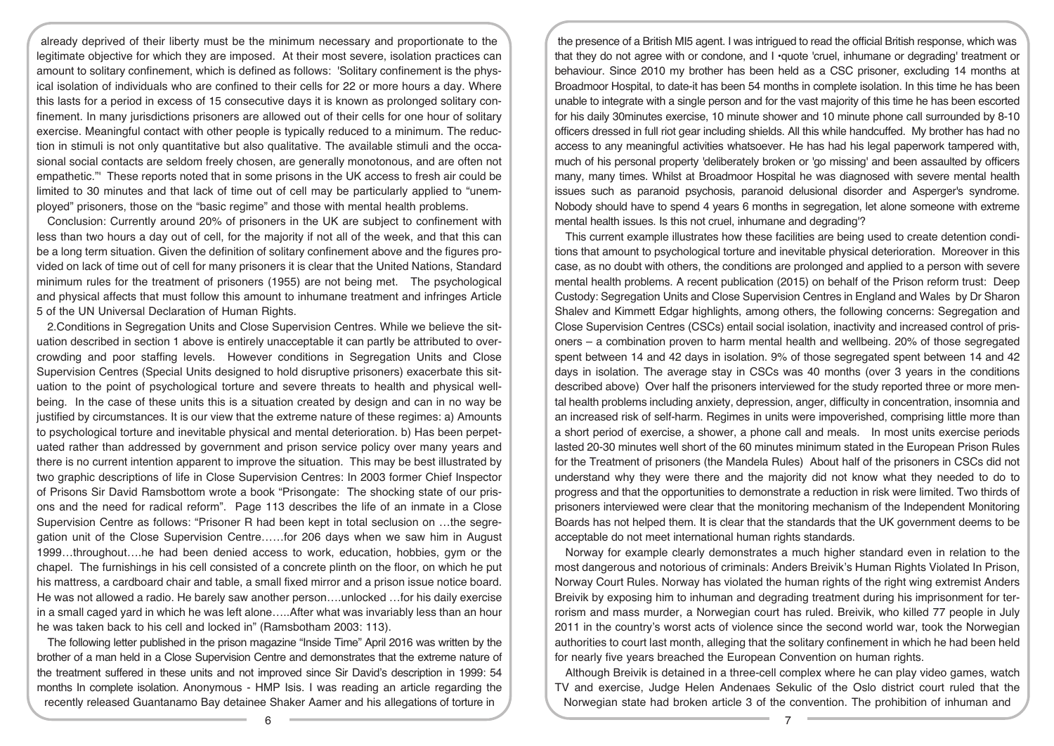already deprived of their liberty must be the minimum necessary and proportionate to the legitimate objective for which they are imposed. At their most severe, isolation practices can amount to solitary confinement, which is defined as follows: 'Solitary confinement is the physical isolation of individuals who are confined to their cells for 22 or more hours a day. Where this lasts for a period in excess of 15 consecutive days it is known as prolonged solitary confinement. In many jurisdictions prisoners are allowed out of their cells for one hour of solitary exercise. Meaningful contact with other people is typically reduced to a minimum. The reduction in stimuli is not only quantitative but also qualitative. The available stimuli and the occasional social contacts are seldom freely chosen, are generally monotonous, and are often not empathetic."' These reports noted that in some prisons in the UK access to fresh air could be limited to 30 minutes and that lack of time out of cell may be particularly applied to "unemployed" prisoners, those on the "basic regime" and those with mental health problems.

Conclusion: Currently around 20% of prisoners in the UK are subject to confinement with less than two hours a day out of cell, for the majority if not all of the week, and that this can be a long term situation. Given the definition of solitary confinement above and the figures provided on lack of time out of cell for many prisoners it is clear that the United Nations, Standard minimum rules for the treatment of prisoners (1955) are not being met. The psychological and physical affects that must follow this amount to inhumane treatment and infringes Article 5 of the UN Universal Declaration of Human Rights.

2.Conditions in Segregation Units and Close Supervision Centres. While we believe the situation described in section 1 above is entirely unacceptable it can partly be attributed to overcrowding and poor staffing levels. However conditions in Segregation Units and Close Supervision Centres (Special Units designed to hold disruptive prisoners) exacerbate this situation to the point of psychological torture and severe threats to health and physical wellbeing. In the case of these units this is a situation created by design and can in no way be justified by circumstances. It is our view that the extreme nature of these regimes: a) Amounts to psychological torture and inevitable physical and mental deterioration. b) Has been perpetuated rather than addressed by government and prison service policy over many years and there is no current intention apparent to improve the situation. This may be best illustrated by two graphic descriptions of life in Close Supervision Centres: In 2003 former Chief Inspector of Prisons Sir David Ramsbottom wrote a book "Prisongate: The shocking state of our prisons and the need for radical reform". Page 113 describes the life of an inmate in a Close Supervision Centre as follows: "Prisoner R had been kept in total seclusion on …the segregation unit of the Close Supervision Centre……for 206 days when we saw him in August 1999…throughout….he had been denied access to work, education, hobbies, gym or the chapel. The furnishings in his cell consisted of a concrete plinth on the floor, on which he put his mattress, a cardboard chair and table, a small fixed mirror and a prison issue notice board. He was not allowed a radio. He barely saw another person….unlocked …for his daily exercise in a small caged yard in which he was left alone…..After what was invariably less than an hour he was taken back to his cell and locked in" (Ramsbotham 2003: 113).

The following letter published in the prison magazine "Inside Time" April 2016 was written by the brother of a man held in a Close Supervision Centre and demonstrates that the extreme nature of the treatment suffered in these units and not improved since Sir David's description in 1999: 54 months In complete isolation. Anonymous - HMP Isis. I was reading an article regarding the recently released Guantanamo Bay detainee Shaker Aamer and his allegations of torture in the presence of a British MI5 agent. I was intrigued to read the official British response, which was that they do not agree with or condone, and I •quote 'cruel, inhumane or degrading' treatment or behaviour. Since 2010 my brother has been held as a CSC prisoner, excluding 14 months at Broadmoor Hospital, to date-it has been 54 months in complete isolation. In this time he has been unable to integrate with a single person and for the vast majority of this time he has been escorted for his daily 30minutes exercise, 10 minute shower and 10 minute phone call surrounded by 8-10 officers dressed in full riot gear including shields. All this while handcuffed. My brother has had no access to any meaningful activities whatsoever. He has had his legal paperwork tampered with, much of his personal property 'deliberately broken or 'go missing' and been assaulted by officers many, many times. Whilst at Broadmoor Hospital he was diagnosed with severe mental health issues such as paranoid psychosis, paranoid delusional disorder and Asperger's syndrome. Nobody should have to spend 4 years 6 months in segregation, let alone someone with extreme mental health issues. Is this not cruel, inhumane and degrading'?

This current example illustrates how these facilities are being used to create detention conditions that amount to psychological torture and inevitable physical deterioration. Moreover in this case, as no doubt with others, the conditions are prolonged and applied to a person with severe mental health problems. A recent publication (2015) on behalf of the Prison reform trust: Deep Custody: Segregation Units and Close Supervision Centres in England and Wales by Dr Sharon Shalev and Kimmett Edgar highlights, among others, the following concerns: Segregation and Close Supervision Centres (CSCs) entail social isolation, inactivity and increased control of prisoners – a combination proven to harm mental health and wellbeing. 20% of those segregated spent between 14 and 42 days in isolation. 9% of those segregated spent between 14 and 42 days in isolation. The average stay in CSCs was 40 months (over 3 years in the conditions described above) Over half the prisoners interviewed for the study reported three or more mental health problems including anxiety, depression, anger, difficulty in concentration, insomnia and an increased risk of self-harm. Regimes in units were impoverished, comprising little more than a short period of exercise, a shower, a phone call and meals. In most units exercise periods lasted 20-30 minutes well short of the 60 minutes minimum stated in the European Prison Rules for the Treatment of prisoners (the Mandela Rules) About half of the prisoners in CSCs did not understand why they were there and the majority did not know what they needed to do to progress and that the opportunities to demonstrate a reduction in risk were limited. Two thirds of prisoners interviewed were clear that the monitoring mechanism of the Independent Monitoring Boards has not helped them. It is clear that the standards that the UK government deems to be acceptable do not meet international human rights standards.

Norway for example clearly demonstrates a much higher standard even in relation to the most dangerous and notorious of criminals: Anders Breivik's Human Rights Violated In Prison, Norway Court Rules. Norway has violated the human rights of the right wing extremist Anders Breivik by exposing him to inhuman and degrading treatment during his imprisonment for terrorism and mass murder, a Norwegian court has ruled. Breivik, who killed 77 people in July 2011 in the country's worst acts of violence since the second world war, took the Norwegian authorities to court last month, alleging that the solitary confinement in which he had been held for nearly five years breached the European Convention on human rights.

Although Breivik is detained in a three-cell complex where he can play video games, watch TV and exercise, Judge Helen Andenaes Sekulic of the Oslo district court ruled that the Norwegian state had broken article 3 of the convention. The prohibition of inhuman and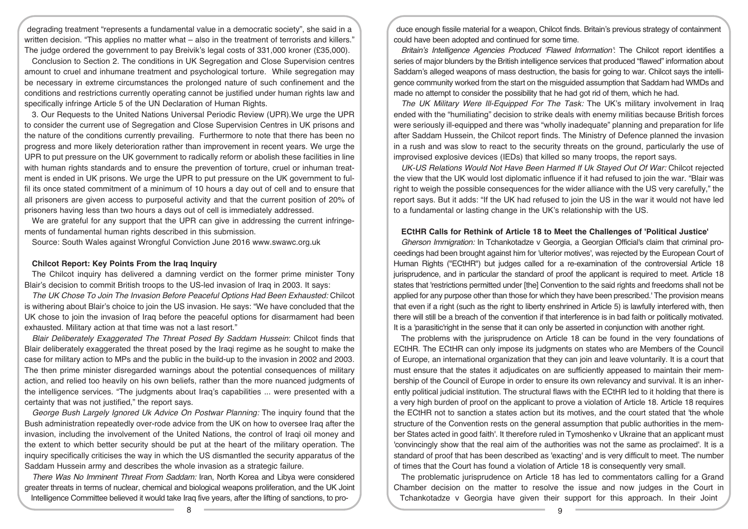degrading treatment "represents a fundamental value in a democratic society", she said in a written decision. "This applies no matter what – also in the treatment of terrorists and killers." The judge ordered the government to pay Breivik's legal costs of 331,000 kroner (£35,000).

Conclusion to Section 2. The conditions in UK Segregation and Close Supervision centres amount to cruel and inhumane treatment and psychological torture. While segregation may be necessary in extreme circumstances the prolonged nature of such confinement and the conditions and restrictions currently operating cannot be justified under human rights law and specifically infringe Article 5 of the UN Declaration of Human Rights.

3. Our Requests to the United Nations Universal Periodic Review (UPR).We urge the UPR to consider the current use of Segregation and Close Supervision Centres in UK prisons and the nature of the conditions currently prevailing. Furthermore to note that there has been no progress and more likely deterioration rather than improvement in recent years. We urge the UPR to put pressure on the UK government to radically reform or abolish these facilities in line with human rights standards and to ensure the prevention of torture, cruel or inhuman treatment is ended in UK prisons. We urge the UPR to put pressure on the UK government to fulfil its once stated commitment of a minimum of 10 hours a day out of cell and to ensure that all prisoners are given access to purposeful activity and that the current position of 20% of prisoners having less than two hours a days out of cell is immediately addressed.

We are grateful for any support that the UPR can give in addressing the current infringements of fundamental human rights described in this submission.

Source: South Wales against Wrongful Conviction June 2016 www.swawc.org.uk

**Chilcot Report: Key Points From the Iraq Inquiry**

The Chilcot inquiry has delivered a damning verdict on the former prime minister Tony Blair's decision to commit British troops to the US-led invasion of Iraq in 2003. It says:

*The UK Chose To Join The Invasion Before Peaceful Options Had Been Exhausted:* Chilcot is withering about Blair's choice to join the US invasion. He says: "We have concluded that the UK chose to join the invasion of Iraq before the peaceful options for disarmament had been exhausted. Military action at that time was not a last resort."

*Blair Deliberately Exaggerated The Threat Posed By Saddam Hussein*: Chilcot finds that Blair deliberately exaggerated the threat posed by the Iraqi regime as he sought to make the case for military action to MPs and the public in the build-up to the invasion in 2002 and 2003. The then prime minister disregarded warnings about the potential consequences of military action, and relied too heavily on his own beliefs, rather than the more nuanced judgments of the intelligence services. "The judgments about Iraq's capabilities ... were presented with a certainty that was not justified," the report says.

*George Bush Largely Ignored Uk Advice On Postwar Planning:* The inquiry found that the Bush administration repeatedly over-rode advice from the UK on how to oversee Iraq after the invasion, including the involvement of the United Nations, the control of Iraqi oil money and the extent to which better security should be put at the heart of the military operation. The inquiry specifically criticises the way in which the US dismantled the security apparatus of the Saddam Hussein army and describes the whole invasion as a strategic failure.

*There Was No Imminent Threat From Saddam:* Iran, North Korea and Libya were considered greater threats in terms of nuclear, chemical and biological weapons proliferation, and the UK Joint Intelligence Committee believed it would take Iraq five years, after the lifting of sanctions, to produce enough fissile material for a weapon, Chilcot finds. Britain's previous strategy of containment could have been adopted and continued for some time.

*Britain's Intelligence Agencies Produced 'Flawed Information'*: The Chilcot report identifies a series of major blunders by the British intelligence services that produced "flawed" information about Saddam's alleged weapons of mass destruction, the basis for going to war. Chilcot says the intelligence community worked from the start on the misguided assumption that Saddam had WMDs and made no attempt to consider the possibility that he had got rid of them, which he had.

*The UK Military Were Ill-Equipped For The Task:* The UK's military involvement in Iraq ended with the "humiliating" decision to strike deals with enemy militias because British forces were seriously ill-equipped and there was "wholly inadequate" planning and preparation for life after Saddam Hussein, the Chilcot report finds. The Ministry of Defence planned the invasion in a rush and was slow to react to the security threats on the ground, particularly the use of improvised explosive devices (IEDs) that killed so many troops, the report says.

*UK-US Relations Would Not Have Been Harmed If Uk Stayed Out Of War:* Chilcot rejected the view that the UK would lost diplomatic influence if it had refused to join the war. "Blair was right to weigh the possible consequences for the wider alliance with the US very carefully," the report says. But it adds: "If the UK had refused to join the US in the war it would not have led to a fundamental or lasting change in the UK's relationship with the US.

**ECtHR Calls for Rethink of Article 18 to Meet the Challenges of 'Political Justice'**

*Gherson Immigration:* In Tchankotadze v Georgia, a Georgian Official's claim that criminal proceedings had been brought against him for 'ulterior motives', was rejected by the European Court of Human Rights ("ECtHR") but judges called for a re-examination of the controversial Article 18 jurisprudence, and in particular the standard of proof the applicant is required to meet. Article 18 states that 'restrictions permitted under [the] Convention to the said rights and freedoms shall not be applied for any purpose other than those for which they have been prescribed.' The provision means that even if a right (such as the right to liberty enshrined in Article 5) is lawfully interfered with, then there will still be a breach of the convention if that interference is in bad faith or politically motivated. It is a 'parasitic'right in the sense that it can only be asserted in conjunction with another right.

The problems with the jurisprudence on Article 18 can be found in the very foundations of ECtHR. The ECtHR can only impose its judgments on states who are Members of the Council of Europe, an international organization that they can join and leave voluntarily. It is a court that must ensure that the states it adjudicates on are sufficiently appeased to maintain their membership of the Council of Europe in order to ensure its own relevancy and survival. It is an inherently political judicial institution. The structural flaws with the ECtHR led to it holding that there is a very high burden of proof on the applicant to prove a violation of Article 18. Article 18 requires the ECtHR not to sanction a states action but its motives, and the court stated that 'the whole structure of the Convention rests on the general assumption that public authorities in the member States acted in good faith'. It therefore ruled in Tymoshenko v Ukraine that an applicant must 'convincingly show that the real aim of the authorities was not the same as proclaimed'. It is a standard of proof that has been described as 'exacting' and is very difficult to meet. The number of times that the Court has found a violation of Article 18 is consequently very small.

The problematic jurisprudence on Article 18 has led to commentators calling for a Grand Chamber decision on the matter to resolve the issue and now judges in the Court in Tchankotadze v Georgia have given their support for this approach. In their Joint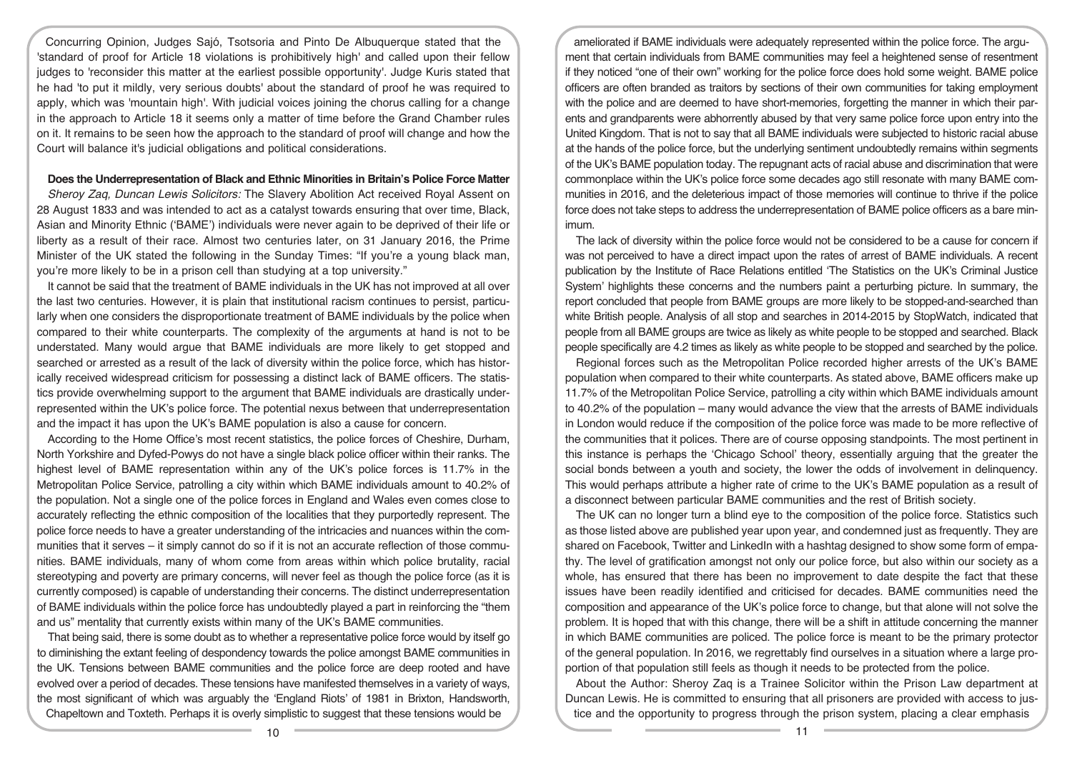Concurring Opinion, Judges Sajó, Tsotsoria and Pinto De Albuquerque stated that the 'standard of proof for Article 18 violations is prohibitively high' and called upon their fellow judges to 'reconsider this matter at the earliest possible opportunity'. Judge Kuris stated that he had 'to put it mildly, very serious doubts' about the standard of proof he was required to apply, which was 'mountain high'. With judicial voices joining the chorus calling for a change in the approach to Article 18 it seems only a matter of time before the Grand Chamber rules on it. It remains to be seen how the approach to the standard of proof will change and how the Court will balance it's judicial obligations and political considerations.

**Does the Underrepresentation of Black and Ethnic Minorities in Britain's Police Force Matter**

*Sheroy Zaq, Duncan Lewis Solicitors:* The Slavery Abolition Act received Royal Assent on 28 August 1833 and was intended to act as a catalyst towards ensuring that over time, Black, Asian and Minority Ethnic ('BAME') individuals were never again to be deprived of their life or liberty as a result of their race. Almost two centuries later, on 31 January 2016, the Prime Minister of the UK stated the following in the Sunday Times: "If you're a young black man, you're more likely to be in a prison cell than studying at a top university."

It cannot be said that the treatment of BAME individuals in the UK has not improved at all over the last two centuries. However, it is plain that institutional racism continues to persist, particularly when one considers the disproportionate treatment of BAME individuals by the police when compared to their white counterparts. The complexity of the arguments at hand is not to be understated. Many would argue that BAME individuals are more likely to get stopped and searched or arrested as a result of the lack of diversity within the police force, which has historically received widespread criticism for possessing a distinct lack of BAME officers. The statistics provide overwhelming support to the argument that BAME individuals are drastically underrepresented within the UK's police force. The potential nexus between that underrepresentation and the impact it has upon the UK's BAME population is also a cause for concern.

According to the Home Office's most recent statistics, the police forces of Cheshire, Durham, North Yorkshire and Dyfed-Powys do not have a single black police officer within their ranks. The highest level of BAME representation within any of the UK's police forces is 11.7% in the Metropolitan Police Service, patrolling a city within which BAME individuals amount to 40.2% of the population. Not a single one of the police forces in England and Wales even comes close to accurately reflecting the ethnic composition of the localities that they purportedly represent. The police force needs to have a greater understanding of the intricacies and nuances within the communities that it serves – it simply cannot do so if it is not an accurate reflection of those communities. BAME individuals, many of whom come from areas within which police brutality, racial stereotyping and poverty are primary concerns, will never feel as though the police force (as it is currently composed) is capable of understanding their concerns. The distinct underrepresentation of BAME individuals within the police force has undoubtedly played a part in reinforcing the "them and us" mentality that currently exists within many of the UK's BAME communities.

That being said, there is some doubt as to whether a representative police force would by itself go to diminishing the extant feeling of despondency towards the police amongst BAME communities in the UK. Tensions between BAME communities and the police force are deep rooted and have evolved over a period of decades. These tensions have manifested themselves in a variety of ways, the most significant of which was arguably the 'England Riots' of 1981 in Brixton, Handsworth, Chapeltown and Toxteth. Perhaps it is overly simplistic to suggest that these tensions would be ameliorated if BAME individuals were adequately represented within the police force. The argument that certain individuals from BAME communities may feel a heightened sense of resentment if they noticed "one of their own" working for the police force does hold some weight. BAME police officers are often branded as traitors by sections of their own communities for taking employment with the police and are deemed to have short-memories, forgetting the manner in which their parents and grandparents were abhorrently abused by that very same police force upon entry into the United Kingdom. That is not to say that all BAME individuals were subjected to historic racial abuse at the hands of the police force, but the underlying sentiment undoubtedly remains within segments of the UK's BAME population today. The repugnant acts of racial abuse and discrimination that were commonplace within the UK's police force some decades ago still resonate with many BAME communities in 2016, and the deleterious impact of those memories will continue to thrive if the police force does not take steps to address the underrepresentation of BAME police officers as a bare minimum.

The lack of diversity within the police force would not be considered to be a cause for concern if was not perceived to have a direct impact upon the rates of arrest of BAME individuals. A recent publication by the Institute of Race Relations entitled 'The Statistics on the UK's Criminal Justice System' highlights these concerns and the numbers paint a perturbing picture. In summary, the report concluded that people from BAME groups are more likely to be stopped-and-searched than white British people. Analysis of all stop and searches in 2014-2015 by StopWatch, indicated that people from all BAME groups are twice as likely as white people to be stopped and searched. Black people specifically are 4.2 times as likely as white people to be stopped and searched by the police.

Regional forces such as the Metropolitan Police recorded higher arrests of the UK's BAME population when compared to their white counterparts. As stated above, BAME officers make up 11.7% of the Metropolitan Police Service, patrolling a city within which BAME individuals amount to 40.2% of the population – many would advance the view that the arrests of BAME individuals in London would reduce if the composition of the police force was made to be more reflective of the communities that it polices. There are of course opposing standpoints. The most pertinent in this instance is perhaps the 'Chicago School' theory, essentially arguing that the greater the social bonds between a youth and society, the lower the odds of involvement in delinquency. This would perhaps attribute a higher rate of crime to the UK's BAME population as a result of a disconnect between particular BAME communities and the rest of British society.

The UK can no longer turn a blind eye to the composition of the police force. Statistics such as those listed above are published year upon year, and condemned just as frequently. They are shared on Facebook, Twitter and LinkedIn with a hashtag designed to show some form of empathy. The level of gratification amongst not only our police force, but also within our society as a whole, has ensured that there has been no improvement to date despite the fact that these issues have been readily identified and criticised for decades. BAME communities need the composition and appearance of the UK's police force to change, but that alone will not solve the problem. It is hoped that with this change, there will be a shift in attitude concerning the manner in which BAME communities are policed. The police force is meant to be the primary protector of the general population. In 2016, we regrettably find ourselves in a situation where a large proportion of that population still feels as though it needs to be protected from the police.

About the Author: Sheroy Zaq is a Trainee Solicitor within the Prison Law department at Duncan Lewis. He is committed to ensuring that all prisoners are provided with access to justice and the opportunity to progress through the prison system, placing a clear emphasis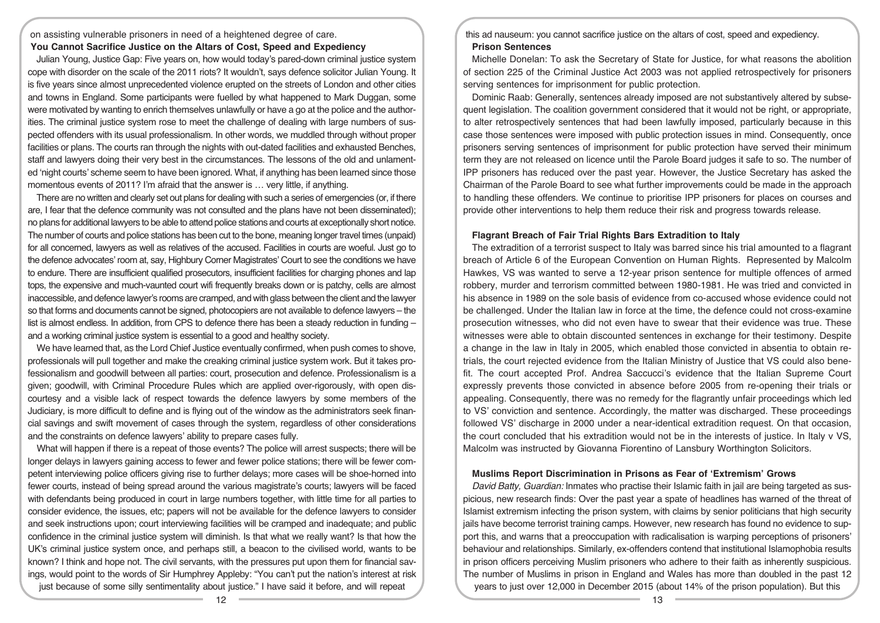on assisting vulnerable prisoners in need of a heightened degree of care.

**You Cannot Sacrifice Justice on the Altars of Cost, Speed and Expediency**

Julian Young, Justice Gap: Five years on, how would today's pared-down criminal justice system cope with disorder on the scale of the 2011 riots? It wouldn't, says defence solicitor Julian Young. It is five years since almost unprecedented violence erupted on the streets of London and other cities and towns in England. Some participants were fuelled by what happened to Mark Duggan, some were motivated by wanting to enrich themselves unlawfully or have a go at the police and the authorities. The criminal justice system rose to meet the challenge of dealing with large numbers of suspected offenders with its usual professionalism. In other words, we muddled through without proper facilities or plans. The courts ran through the nights with out-dated facilities and exhausted Benches, staff and lawyers doing their very best in the circumstances. The lessons of the old and unlamented 'night courts' scheme seem to have been ignored. What, if anything has been learned since those momentous events of 2011? I'm afraid that the answer is … very little, if anything.

There are no written and clearly set out plans for dealing with such a series of emergencies (or, if there are, I fear that the defence community was not consulted and the plans have not been disseminated); no plans for additional lawyers to be able to attend police stations and courts at exceptionally short notice. The number of courts and police stations has been cut to the bone, meaning longer travel times (unpaid) for all concerned, lawyers as well as relatives of the accused. Facilities in courts are woeful. Just go to the defence advocates' room at, say, Highbury Corner Magistrates' Court to see the conditions we have to endure. There are insufficient qualified prosecutors, insufficient facilities for charging phones and lap tops, the expensive and much-vaunted court wifi frequently breaks down or is patchy, cells are almost inaccessible, and defence lawyer's rooms are cramped, and with glass between the client and the lawyer so that forms and documents cannot be signed, photocopiers are not available to defence lawyers – the list is almost endless. In addition, from CPS to defence there has been a steady reduction in funding – and a working criminal justice system is essential to a good and healthy society.

We have learned that, as the Lord Chief Justice eventually confirmed, when push comes to shove, professionals will pull together and make the creaking criminal justice system work. But it takes professionalism and goodwill between all parties: court, prosecution and defence. Professionalism is a given; goodwill, with Criminal Procedure Rules which are applied over-rigorously, with open discourtesy and a visible lack of respect towards the defence lawyers by some members of the Judiciary, is more difficult to define and is flying out of the window as the administrators seek financial savings and swift movement of cases through the system, regardless of other considerations and the constraints on defence lawyers' ability to prepare cases fully.

What will happen if there is a repeat of those events? The police will arrest suspects; there will be longer delays in lawyers gaining access to fewer and fewer police stations; there will be fewer competent interviewing police officers giving rise to further delays; more cases will be shoe-horned into fewer courts, instead of being spread around the various magistrate's courts; lawyers will be faced with defendants being produced in court in large numbers together, with little time for all parties to consider evidence, the issues, etc; papers will not be available for the defence lawyers to consider and seek instructions upon; court interviewing facilities will be cramped and inadequate; and public confidence in the criminal justice system will diminish. Is that what we really want? Is that how the UK's criminal justice system once, and perhaps still, a beacon to the civilised world, wants to be known? I think and hope not. The civil servants, with the pressures put upon them for financial savings, would point to the words of Sir Humphrey Appleby: "You can't put the nation's interest at risk just because of some silly sentimentality about justice." I have said it before, and will repeat this ad nauseum: you cannot sacrifice justice on the altars of cost, speed and expediency.

**Prison Sentences**

Michelle Donelan: To ask the Secretary of State for Justice, for what reasons the abolition of section 225 of the Criminal Justice Act 2003 was not applied retrospectively for prisoners serving sentences for imprisonment for public protection.

Dominic Raab: Generally, sentences already imposed are not substantively altered by subsequent legislation. The coalition government considered that it would not be right, or appropriate, to alter retrospectively sentences that had been lawfully imposed, particularly because in this case those sentences were imposed with public protection issues in mind. Consequently, once prisoners serving sentences of imprisonment for public protection have served their minimum term they are not released on licence until the Parole Board judges it safe to so. The number of IPP prisoners has reduced over the past year. However, the Justice Secretary has asked the Chairman of the Parole Board to see what further improvements could be made in the approach to handling these offenders. We continue to prioritise IPP prisoners for places on courses and provide other interventions to help them reduce their risk and progress towards release.

**Flagrant Breach of Fair Trial Rights Bars Extradition to Italy**

The extradition of a terrorist suspect to Italy was barred since his trial amounted to a flagrant breach of Article 6 of the European Convention on Human Rights. Represented by Malcolm Hawkes, VS was wanted to serve a 12-year prison sentence for multiple offences of armed robbery, murder and terrorism committed between 1980-1981. He was tried and convicted in his absence in 1989 on the sole basis of evidence from co-accused whose evidence could not be challenged. Under the Italian law in force at the time, the defence could not cross-examine prosecution witnesses, who did not even have to swear that their evidence was true. These witnesses were able to obtain discounted sentences in exchange for their testimony. Despite a change in the law in Italy in 2005, which enabled those convicted in absentia to obtain retrials, the court rejected evidence from the Italian Ministry of Justice that VS could also benefit. The court accepted Prof. Andrea Saccucci's evidence that the Italian Supreme Court expressly prevents those convicted in absence before 2005 from re-opening their trials or appealing. Consequently, there was no remedy for the flagrantly unfair proceedings which led to VS' conviction and sentence. Accordingly, the matter was discharged. These proceedings followed VS' discharge in 2000 under a near-identical extradition request. On that occasion, the court concluded that his extradition would not be in the interests of justice. In Italy v VS, Malcolm was instructed by Giovanna Fiorentino of Lansbury Worthington Solicitors.

**Muslims Report Discrimination in Prisons as Fear of 'Extremism' Grows**

*David Batty, Guardian:* Inmates who practise their Islamic faith in jail are being targeted as suspicious, new research finds: Over the past year a spate of headlines has warned of the threat of Islamist extremism infecting the prison system, with claims by senior politicians that high security jails have become terrorist training camps. However, new research has found no evidence to support this, and warns that a preoccupation with radicalisation is warping perceptions of prisoners' behaviour and relationships. Similarly, ex-offenders contend that institutional Islamophobia results in prison officers perceiving Muslim prisoners who adhere to their faith as inherently suspicious. The number of Muslims in prison in England and Wales has more than doubled in the past 12 years to just over 12,000 in December 2015 (about 14% of the prison population). But this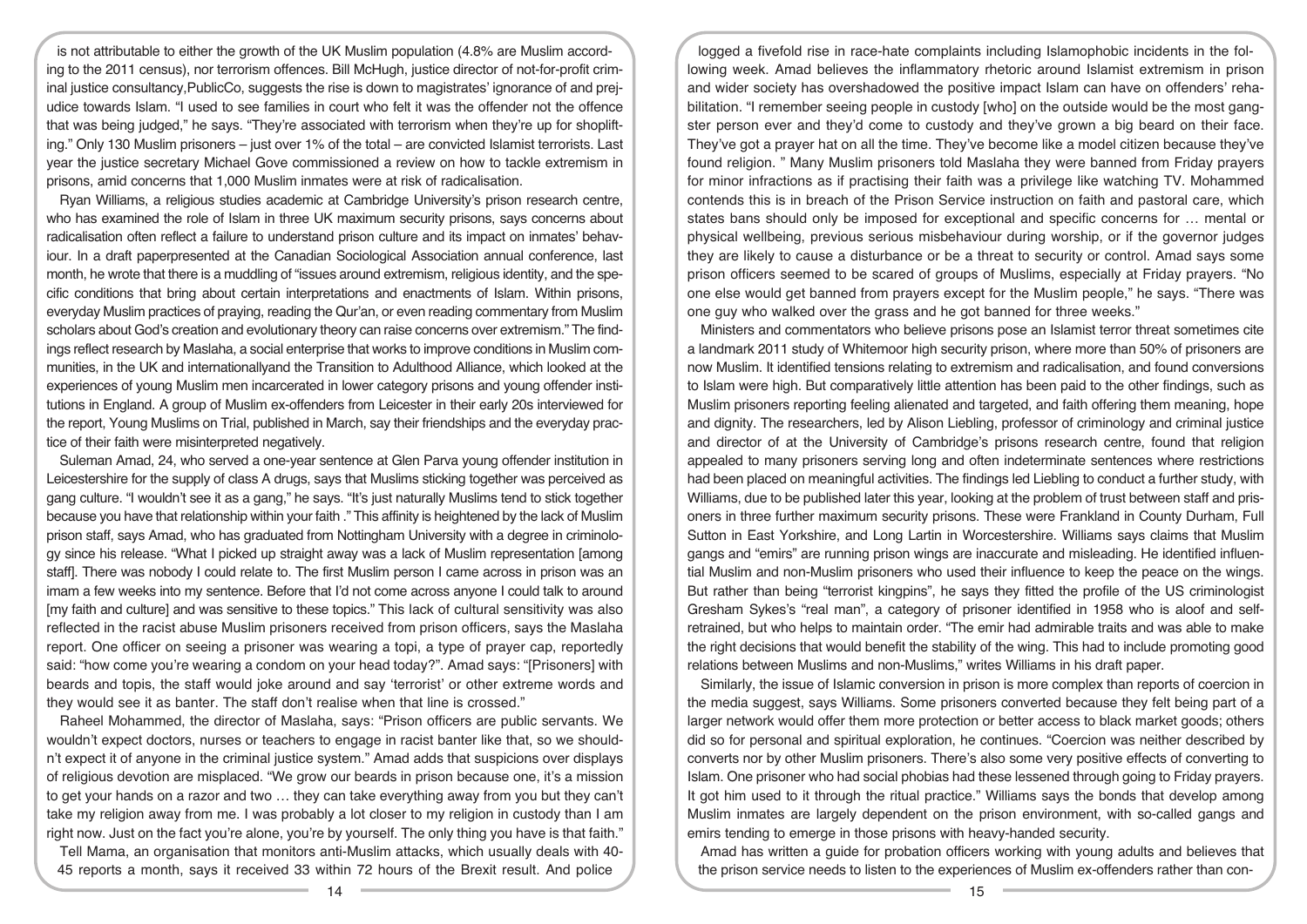is not attributable to either the growth of the UK Muslim population (4.8% are Muslim according to the 2011 census), nor terrorism offences. Bill McHugh, justice director of not-for-profit criminal justice consultancy,PublicCo, suggests the rise is down to magistrates' ignorance of and prejudice towards Islam. "I used to see families in court who felt it was the offender not the offence that was being judged," he says. "They're associated with terrorism when they're up for shoplifting." Only 130 Muslim prisoners – just over 1% of the total – are convicted Islamist terrorists. Last year the justice secretary Michael Gove commissioned a review on how to tackle extremism in prisons, amid concerns that 1,000 Muslim inmates were at risk of radicalisation.

Ryan Williams, a religious studies academic at Cambridge University's prison research centre, who has examined the role of Islam in three UK maximum security prisons, says concerns about radicalisation often reflect a failure to understand prison culture and its impact on inmates' behaviour. In a draft paperpresented at the Canadian Sociological Association annual conference, last month, he wrote that there is a muddling of "issues around extremism, religious identity, and the specific conditions that bring about certain interpretations and enactments of Islam. Within prisons, everyday Muslim practices of praying, reading the Qur'an, or even reading commentary from Muslim scholars about God's creation and evolutionary theory can raise concerns over extremism." The findings reflect research by Maslaha, a social enterprise that works to improve conditions in Muslim communities, in the UK and internationallyand the Transition to Adulthood Alliance, which looked at the experiences of young Muslim men incarcerated in lower category prisons and young offender institutions in England. A group of Muslim ex-offenders from Leicester in their early 20s interviewed for the report, Young Muslims on Trial, published in March, say their friendships and the everyday practice of their faith were misinterpreted negatively.

Suleman Amad, 24, who served a one-year sentence at Glen Parva young offender institution in Leicestershire for the supply of class A drugs, says that Muslims sticking together was perceived as gang culture. "I wouldn't see it as a gang," he says. "It's just naturally Muslims tend to stick together because you have that relationship within your faith ." This affinity is heightened by the lack of Muslim prison staff, says Amad, who has graduated from Nottingham University with a degree in criminology since his release. "What I picked up straight away was a lack of Muslim representation [among staff]. There was nobody I could relate to. The first Muslim person I came across in prison was an imam a few weeks into my sentence. Before that I'd not come across anyone I could talk to around [my faith and culture] and was sensitive to these topics." This lack of cultural sensitivity was also reflected in the racist abuse Muslim prisoners received from prison officers, says the Maslaha report. One officer on seeing a prisoner was wearing a topi, a type of prayer cap, reportedly said: "how come you're wearing a condom on your head today?". Amad says: "[Prisoners] with beards and topis, the staff would joke around and say 'terrorist' or other extreme words and they would see it as banter. The staff don't realise when that line is crossed."

Raheel Mohammed, the director of Maslaha, says: "Prison officers are public servants. We wouldn't expect doctors, nurses or teachers to engage in racist banter like that, so we shouldn't expect it of anyone in the criminal justice system." Amad adds that suspicions over displays of religious devotion are misplaced. "We grow our beards in prison because one, it's a mission to get your hands on a razor and two … they can take everything away from you but they can't take my religion away from me. I was probably a lot closer to my religion in custody than I am right now. Just on the fact you're alone, you're by yourself. The only thing you have is that faith."

Tell Mama, an organisation that monitors anti-Muslim attacks, which usually deals with 40-45 reports a month, says it received 33 within 72 hours of the Brexit result. And police logged a fivefold rise in race-hate complaints including Islamophobic incidents in the following week. Amad believes the inflammatory rhetoric around Islamist extremism in prison and wider society has overshadowed the positive impact Islam can have on offenders' rehabilitation. "I remember seeing people in custody [who] on the outside would be the most gangster person ever and they'd come to custody and they've grown a big beard on their face. They've got a prayer hat on all the time. They've become like a model citizen because they've found religion. " Many Muslim prisoners told Maslaha they were banned from Friday prayers for minor infractions as if practising their faith was a privilege like watching TV. Mohammed contends this is in breach of the Prison Service instruction on faith and pastoral care, which states bans should only be imposed for exceptional and specific concerns for … mental or physical wellbeing, previous serious misbehaviour during worship, or if the governor judges they are likely to cause a disturbance or be a threat to security or control. Amad says some prison officers seemed to be scared of groups of Muslims, especially at Friday prayers. "No one else would get banned from prayers except for the Muslim people," he says. "There was one guy who walked over the grass and he got banned for three weeks."

Ministers and commentators who believe prisons pose an Islamist terror threat sometimes cite a landmark 2011 study of Whitemoor high security prison, where more than 50% of prisoners are now Muslim. It identified tensions relating to extremism and radicalisation, and found conversions to Islam were high. But comparatively little attention has been paid to the other findings, such as Muslim prisoners reporting feeling alienated and targeted, and faith offering them meaning, hope and dignity. The researchers, led by Alison Liebling, professor of criminology and criminal justice and director of at the University of Cambridge's prisons research centre, found that religion appealed to many prisoners serving long and often indeterminate sentences where restrictions had been placed on meaningful activities. The findings led Liebling to conduct a further study, with Williams, due to be published later this year, looking at the problem of trust between staff and prisoners in three further maximum security prisons. These were Frankland in County Durham, Full Sutton in East Yorkshire, and Long Lartin in Worcestershire. Williams says claims that Muslim gangs and "emirs" are running prison wings are inaccurate and misleading. He identified influential Muslim and non-Muslim prisoners who used their influence to keep the peace on the wings. But rather than being "terrorist kingpins", he says they fitted the profile of the US criminologist Gresham Sykes's "real man", a category of prisoner identified in 1958 who is aloof and self-retrained, but who helps to maintain order. "The emir had admirable traits and was able to make the right decisions that would benefit the stability of the wing. This had to include promoting good relations between Muslims and non-Muslims," writes Williams in his draft paper.

Similarly, the issue of Islamic conversion in prison is more complex than reports of coercion in the media suggest, says Williams. Some prisoners converted because they felt being part of a larger network would offer them more protection or better access to black market goods; others did so for personal and spiritual exploration, he continues. "Coercion was neither described by converts nor by other Muslim prisoners. There's also some very positive effects of converting to Islam. One prisoner who had social phobias had these lessened through going to Friday prayers. It got him used to it through the ritual practice." Williams says the bonds that develop among Muslim inmates are largely dependent on the prison environment, with so-called gangs and emirs tending to emerge in those prisons with heavy-handed security.

Amad has written a guide for probation officers working with young adults and believes that the prison service needs to listen to the experiences of Muslim ex-offenders rather than con-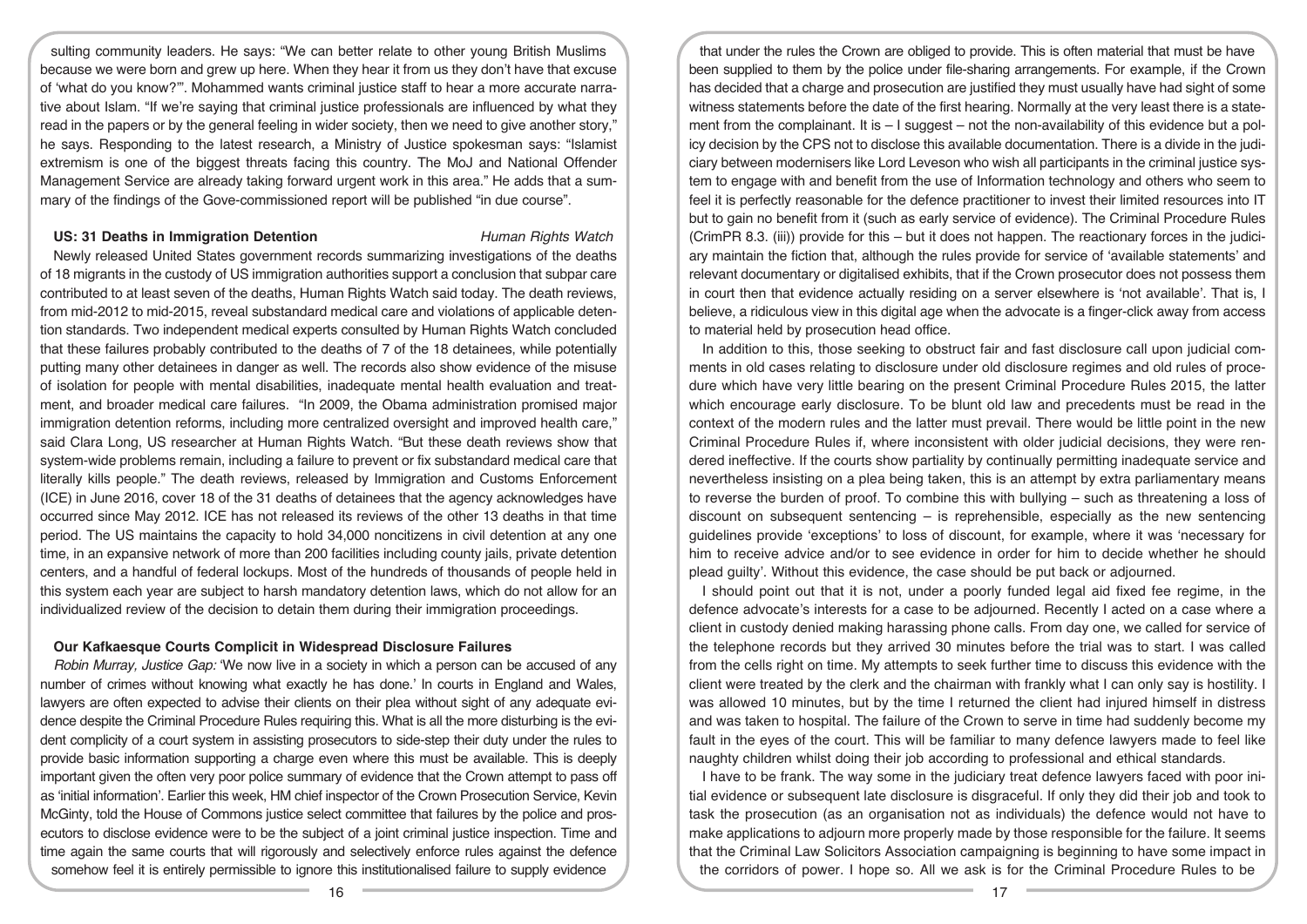sulting community leaders. He says: "We can better relate to other young British Muslims because we were born and grew up here. When they hear it from us they don't have that excuse of 'what do you know?'". Mohammed wants criminal justice staff to hear a more accurate narrative about Islam. "If we're saying that criminal justice professionals are influenced by what they read in the papers or by the general feeling in wider society, then we need to give another story," he says. Responding to the latest research, a Ministry of Justice spokesman says: "Islamist extremism is one of the biggest threats facing this country. The MoJ and National Offender Management Service are already taking forward urgent work in this area." He adds that a summary of the findings of the Gove-commissioned report will be published "in due course".

## US: 31 Deaths in Immigration Detention

*Human Rights Watch*

Newly released United States government records summarizing investigations of the deaths of 18 migrants in the custody of US immigration authorities support a conclusion that subpar care contributed to at least seven of the deaths, Human Rights Watch said today. The death reviews, from mid-2012 to mid-2015, reveal substandard medical care and violations of applicable detention standards. Two independent medical experts consulted by Human Rights Watch concluded that these failures probably contributed to the deaths of 7 of the 18 detainees, while potentially putting many other detainees in danger as well. The records also show evidence of the misuse of isolation for people with mental disabilities, inadequate mental health evaluation and treatment, and broader medical care failures. "In 2009, the Obama administration promised major immigration detention reforms, including more centralized oversight and improved health care," said Clara Long, US researcher at Human Rights Watch. "But these death reviews show that system-wide problems remain, including a failure to prevent or fix substandard medical care that literally kills people." The death reviews, released by Immigration and Customs Enforcement (ICE) in June 2016, cover 18 of the 31 deaths of detainees that the agency acknowledges have occurred since May 2012. ICE has not released its reviews of the other 13 deaths in that time period. The US maintains the capacity to hold 34,000 noncitizens in civil detention at any one time, in an expansive network of more than 200 facilities including county jails, private detention centers, and a handful of federal lockups. Most of the hundreds of thousands of people held in this system each year are subject to harsh mandatory detention laws, which do not allow for an individualized review of the decision to detain them during their immigration proceedings.

## Our Kafkaesque Courts Complicit in Widespread Disclosure Failures

*Robin Murray, Justice Gap:* 'We now live in a society in which a person can be accused of any number of crimes without knowing what exactly he has done.' In courts in England and Wales, lawyers are often expected to advise their clients on their plea without sight of any adequate evidence despite the Criminal Procedure Rules requiring this. What is all the more disturbing is the evident complicity of a court system in assisting prosecutors to side-step their duty under the rules to provide basic information supporting a charge even where this must be available. This is deeply important given the often very poor police summary of evidence that the Crown attempt to pass off as 'initial information'. Earlier this week, HM chief inspector of the Crown Prosecution Service, Kevin McGinty, told the House of Commons justice select committee that failures by the police and prosecutors to disclose evidence were to be the subject of a joint criminal justice inspection. Time and time again the same courts that will rigorously and selectively enforce rules against the defence somehow feel it is entirely permissible to ignore this institutionalised failure to supply evidence that under the rules the Crown are obliged to provide. This is often material that must be have been supplied to them by the police under file-sharing arrangements. For example, if the Crown has decided that a charge and prosecution are justified they must usually have had sight of some witness statements before the date of the first hearing. Normally at the very least there is a statement from the complainant. It is – I suggest – not the non-availability of this evidence but a policy decision by the CPS not to disclose this available documentation. There is a divide in the judiciary between modernisers like Lord Leveson who wish all participants in the criminal justice system to engage with and benefit from the use of Information technology and others who seem to feel it is perfectly reasonable for the defence practitioner to invest their limited resources into IT but to gain no benefit from it (such as early service of evidence). The Criminal Procedure Rules (CrimPR 8.3. (iii)) provide for this – but it does not happen. The reactionary forces in the judiciary maintain the fiction that, although the rules provide for service of 'available statements' and relevant documentary or digitalised exhibits, that if the Crown prosecutor does not possess them in court then that evidence actually residing on a server elsewhere is 'not available'. That is, I believe, a ridiculous view in this digital age when the advocate is a finger-click away from access to material held by prosecution head office.

In addition to this, those seeking to obstruct fair and fast disclosure call upon judicial comments in old cases relating to disclosure under old disclosure regimes and old rules of procedure which have very little bearing on the present Criminal Procedure Rules 2015, the latter which encourage early disclosure. To be blunt old law and precedents must be read in the context of the modern rules and the latter must prevail. There would be little point in the new Criminal Procedure Rules if, where inconsistent with older judicial decisions, they were rendered ineffective. If the courts show partiality by continually permitting inadequate service and nevertheless insisting on a plea being taken, this is an attempt by extra parliamentary means to reverse the burden of proof. To combine this with bullying – such as threatening a loss of discount on subsequent sentencing – is reprehensible, especially as the new sentencing guidelines provide 'exceptions' to loss of discount, for example, where it was 'necessary for him to receive advice and/or to see evidence in order for him to decide whether he should plead guilty'. Without this evidence, the case should be put back or adjourned.

I should point out that it is not, under a poorly funded legal aid fixed fee regime, in the defence advocate's interests for a case to be adjourned. Recently I acted on a case where a client in custody denied making harassing phone calls. From day one, we called for service of the telephone records but they arrived 30 minutes before the trial was to start. I was called from the cells right on time. My attempts to seek further time to discuss this evidence with the client were treated by the clerk and the chairman with frankly what I can only say is hostility. I was allowed 10 minutes, but by the time I returned the client had injured himself in distress and was taken to hospital. The failure of the Crown to serve in time had suddenly become my fault in the eyes of the court. This will be familiar to many defence lawyers made to feel like naughty children whilst doing their job according to professional and ethical standards.

I have to be frank. The way some in the judiciary treat defence lawyers faced with poor initial evidence or subsequent late disclosure is disgraceful. If only they did their job and took to task the prosecution (as an organisation not as individuals) the defence would not have to make applications to adjourn more properly made by those responsible for the failure. It seems that the Criminal Law Solicitors Association campaigning is beginning to have some impact in the corridors of power. I hope so. All we ask is for the Criminal Procedure Rules to be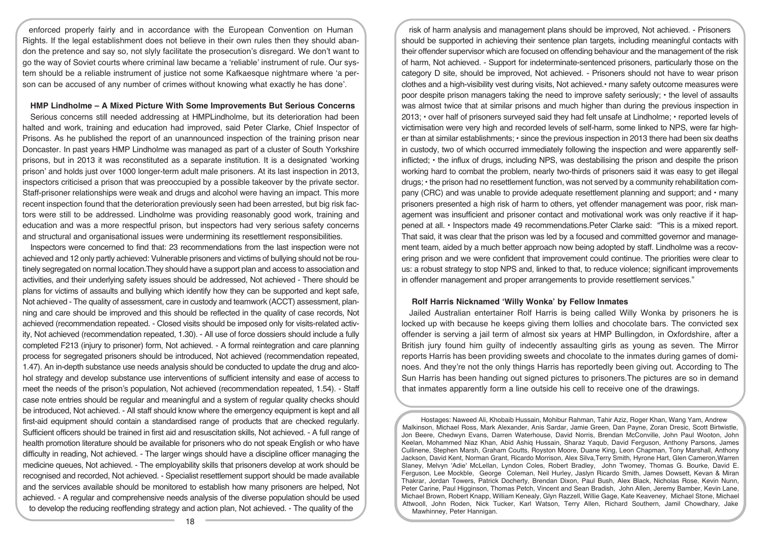enforced properly fairly and in accordance with the European Convention on Human Rights. If the legal establishment does not believe in their own rules then they should abandon the pretence and say so, not slyly facilitate the prosecution's disregard. We don't want to go the way of Soviet courts where criminal law became a 'reliable' instrument of rule. Our system should be a reliable instrument of justice not some Kafkaesque nightmare where 'a person can be accused of any number of crimes without knowing what exactly he has done'.

### HMP Lindholme – A Mixed Picture With Some Improvements But Serious Concerns

Serious concerns still needed addressing at HMPLindholme, but its deterioration had been halted and work, training and education had improved, said Peter Clarke, Chief Inspector of Prisons. As he published the report of an unannounced inspection of the training prison near Doncaster. In past years HMP Lindholme was managed as part of a cluster of South Yorkshire prisons, but in 2013 it was reconstituted as a separate institution. It is a designated 'working prison' and holds just over 1000 longer-term adult male prisoners. At its last inspection in 2013, inspectors criticised a prison that was preoccupied by a possible takeover by the private sector. Staff-prisoner relationships were weak and drugs and alcohol were having an impact. This more recent inspection found that the deterioration previously seen had been arrested, but big risk factors were still to be addressed. Lindholme was providing reasonably good work, training and education and was a more respectful prison, but inspectors had very serious safety concerns and structural and organisational issues were undermining its resettlement responsibilities.

Inspectors were concerned to find that: 23 recommendations from the last inspection were not achieved and 12 only partly achieved: Vulnerable prisoners and victims of bullying should not be routinely segregated on normal location.They should have a support plan and access to association and activities, and their underlying safety issues should be addressed, Not achieved - There should be plans for victims of assaults and bullying which identify how they can be supported and kept safe, Not achieved - The quality of assessment, care in custody and teamwork (ACCT) assessment, planning and care should be improved and this should be reflected in the quality of case records, Not achieved (recommendation repeated. - Closed visits should be imposed only for visits-related activity, Not achieved (recommendation repeated, 1.30). - All use of force dossiers should include a fully completed F213 (injury to prisoner) form, Not achieved. - A formal reintegration and care planning process for segregated prisoners should be introduced, Not achieved (recommendation repeated, 1.47). An in-depth substance use needs analysis should be conducted to update the drug and alcohol strategy and develop substance use interventions of sufficient intensity and ease of access to meet the needs of the prison's population, Not achieved (recommendation repeated, 1.54). - Staff case note entries should be regular and meaningful and a system of regular quality checks should be introduced, Not achieved. - All staff should know where the emergency equipment is kept and all first-aid equipment should contain a standardised range of products that are checked regularly. Sufficient officers should be trained in first aid and resuscitation skills, Not achieved. - A full range of health promotion literature should be available for prisoners who do not speak English or who have difficulty in reading, Not achieved. - The larger wings should have a discipline officer managing the medicine queues, Not achieved. - The employability skills that prisoners develop at work should be recognised and recorded, Not achieved. - Specialist resettlement support should be made available and the services available should be monitored to establish how many prisoners are helped, Not achieved. - A regular and comprehensive needs analysis of the diverse population should be used to develop the reducing reoffending strategy and action plan, Not achieved. - The quality of the risk of harm analysis and management plans should be improved, Not achieved. - Prisoners should be supported in achieving their sentence plan targets, including meaningful contacts with their offender supervisor which are focused on offending behaviour and the management of the risk of harm, Not achieved. - Support for indeterminate-sentenced prisoners, particularly those on the category D site, should be improved, Not achieved. - Prisoners should not have to wear prison clothes and a high-visibility vest during visits, Not achieved.• many safety outcome measures were poor despite prison managers taking the need to improve safety seriously; • the level of assaults was almost twice that at similar prisons and much higher than during the previous inspection in 2013; • over half of prisoners surveyed said they had felt unsafe at Lindholme; • reported levels of victimisation were very high and recorded levels of self-harm, some linked to NPS, were far higher than at similar establishments; • since the previous inspection in 2013 there had been six deaths in custody, two of which occurred immediately following the inspection and were apparently self-inflicted; • the influx of drugs, including NPS, was destabilising the prison and despite the prison working hard to combat the problem, nearly two-thirds of prisoners said it was easy to get illegal drugs; • the prison had no resettlement function, was not served by a community rehabilitation company (CRC) and was unable to provide adequate resettlement planning and support; and • many prisoners presented a high risk of harm to others, yet offender management was poor, risk management was insufficient and prisoner contact and motivational work was only reactive if it happened at all. • Inspectors made 49 recommendations.Peter Clarke said: "This is a mixed report. That said, it was clear that the prison was led by a focused and committed governor and management team, aided by a much better approach now being adopted by staff. Lindholme was a recovering prison and we were confident that improvement could continue. The priorities were clear to us: a robust strategy to stop NPS and, linked to that, to reduce violence; significant improvements in offender management and proper arrangements to provide resettlement services."

### Rolf Harris Nicknamed 'Willy Wonka' by Fellow Inmates

Jailed Australian entertainer Rolf Harris is being called Willy Wonka by prisoners he is locked up with because he keeps giving them lollies and chocolate bars. The convicted sex offender is serving a jail term of almost six years at HMP Bullingdon, in Oxfordshire, after a British jury found him guilty of indecently assaulting girls as young as seven. The Mirror reports Harris has been providing sweets and chocolate to the inmates during games of dominoes. And they're not the only things Harris has reportedly been giving out. According to The Sun Harris has been handing out signed pictures to prisoners.The pictures are so in demand that inmates apparently form a line outside his cell to receive one of the drawings.

Hostages: Naweed Ali, Khobaib Hussain, Mohibur Rahman, Tahir Aziz, Roger Khan, Wang Yam, Andrew Malkinson, Michael Ross, Mark Alexander, Anis Sardar, Jamie Green, Dan Payne, Zoran Dresic, Scott Birtwistle, Jon Beere, Chedwyn Evans, Darren Waterhouse, David Norris, Brendan McConville, John Paul Wooton, John Keelan, Mohammed Niaz Khan, Abid Ashiq Hussain, Sharaz Yaqub, David Ferguson, Anthony Parsons, James Cullinene, Stephen Marsh, Graham Coutts, Royston Moore, Duane King, Leon Chapman, Tony Marshall, Anthony Jackson, David Kent, Norman Grant, Ricardo Morrison, Alex Silva,Terry Smith, Hyrone Hart, Glen Cameron,Warren Slaney, Melvyn 'Adie' McLellan, Lyndon Coles, Robert Bradley, John Twomey, Thomas G. Bourke, David E. Ferguson, Lee Mockble, George Coleman, Neil Hurley, Jaslyn Ricardo Smith, James Dowsett, Kevan & Miran Thakrar, Jordan Towers, Patrick Docherty, Brendan Dixon, Paul Bush, Alex Black, Nicholas Rose, Kevin Nunn, Peter Carine, Paul Higginson, Thomas Petch, Vincent and Sean Bradish, John Allen, Jeremy Bamber, Kevin Lane, Michael Brown, Robert Knapp, William Kenealy, Glyn Razzell, Willie Gage, Kate Keaveney, Michael Stone, Michael Attwooll, John Roden, Nick Tucker, Karl Watson, Terry Allen, Richard Southern, Jamil Chowdhary, Jake Mawhinney, Peter Hannigan.